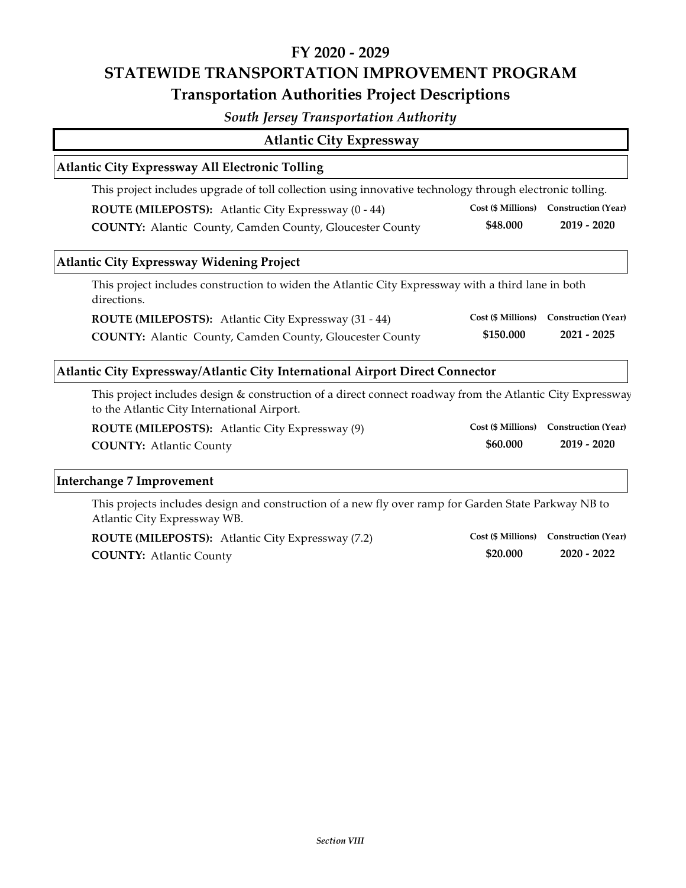# FY 2020 - 2029
# STATEWIDE TRANSPORTATION IMPROVEMENT PROGRAM
## Transportation Authorities Project Descriptions

*South Jersey Transportation Authority*

## Atlantic City Expressway

### Atlantic City Expressway All Electronic Tolling

This project includes upgrade of toll collection using innovative technology through electronic tolling.

**ROUTE (MILEPOSTS):** Atlantic City Expressway (0 - 44)

**COUNTY:** Alantic County, Camden County, Gloucester County

| Cost ($ Millions) | Construction (Year) |
|---|---|
| **$48.000** | **2019 - 2020** |

### Atlantic City Expressway Widening Project

This project includes construction to widen the Atlantic City Expressway with a third lane in both directions.

**ROUTE (MILEPOSTS):** Atlantic City Expressway (31 - 44)

**COUNTY:** Alantic County, Camden County, Gloucester County

| Cost ($ Millions) | Construction (Year) |
|---|---|
| **$150.000** | **2021 - 2025** |

### Atlantic City Expressway/Atlantic City International Airport Direct Connector

This project includes design & construction of a direct connect roadway from the Atlantic City Expressway to the Atlantic City International Airport.

**ROUTE (MILEPOSTS):** Atlantic City Expressway (9)

**COUNTY:** Atlantic County

| Cost ($ Millions) | Construction (Year) |
|---|---|
| **$60.000** | **2019 - 2020** |

### Interchange 7 Improvement

This projects includes design and construction of a new fly over ramp for Garden State Parkway NB to Atlantic City Expressway WB.

**ROUTE (MILEPOSTS):** Atlantic City Expressway (7.2)

**COUNTY:** Atlantic County

| Cost ($ Millions) | Construction (Year) |
|---|---|
| **$20.000** | **2020 - 2022** |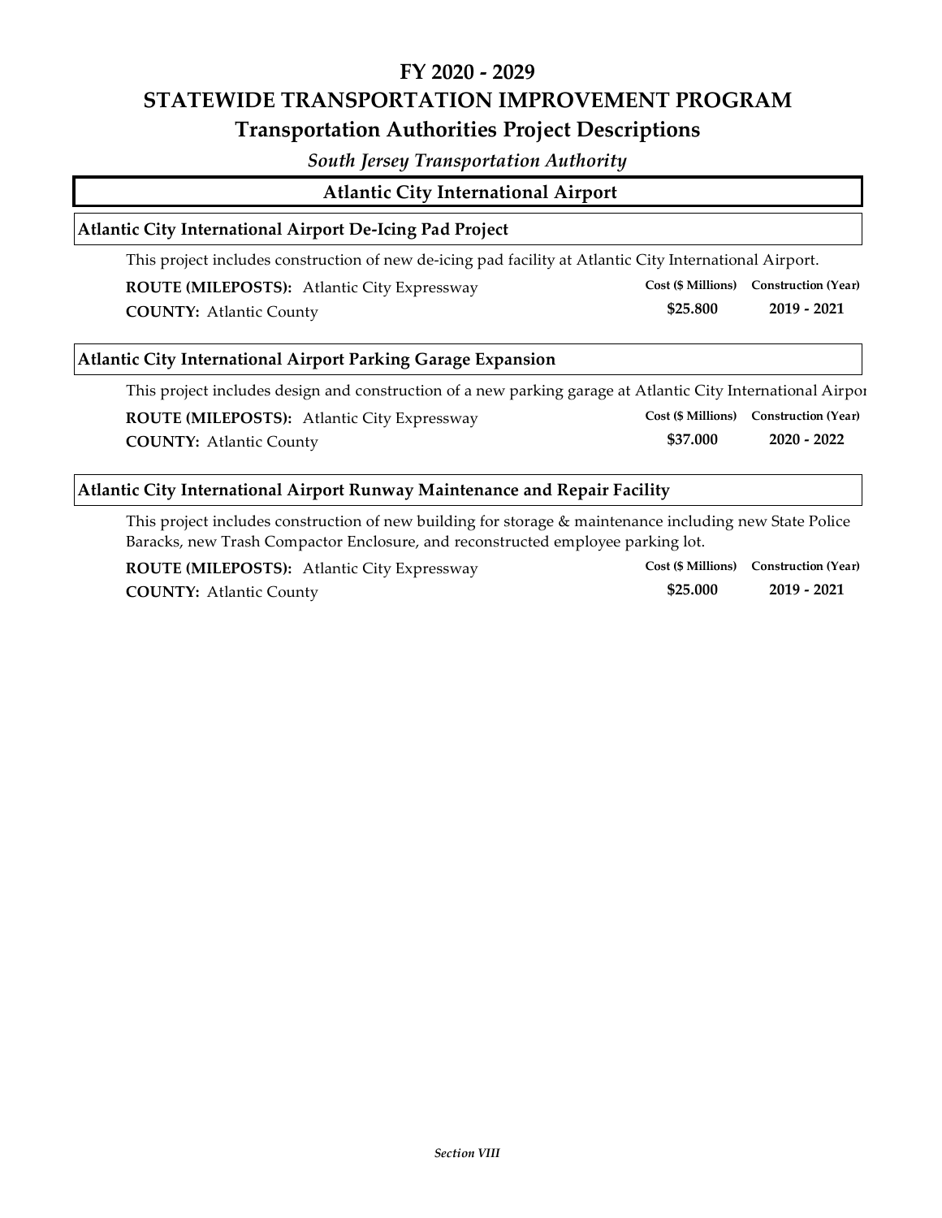# FY 2020 - 2029
# STATEWIDE TRANSPORTATION IMPROVEMENT PROGRAM
## Transportation Authorities Project Descriptions

*South Jersey Transportation Authority*

## Atlantic City International Airport

### Atlantic City International Airport De-Icing Pad Project

This project includes construction of new de-icing pad facility at Atlantic City International Airport.

**ROUTE (MILEPOSTS):** Atlantic City Expressway

**COUNTY:** Atlantic County

| Cost ($ Millions) | Construction (Year) |
|---|---|
| **$25.800** | **2019 - 2021** |

### Atlantic City International Airport Parking Garage Expansion

This project includes design and construction of a new parking garage at Atlantic City International Airpor

**ROUTE (MILEPOSTS):** Atlantic City Expressway

**COUNTY:** Atlantic County

| Cost ($ Millions) | Construction (Year) |
|---|---|
| **$37.000** | **2020 - 2022** |

### Atlantic City International Airport Runway Maintenance and Repair Facility

This project includes construction of new building for storage & maintenance including new State Police Baracks, new Trash Compactor Enclosure, and reconstructed employee parking lot.

**ROUTE (MILEPOSTS):** Atlantic City Expressway

**COUNTY:** Atlantic County

| Cost ($ Millions) | Construction (Year) |
|---|---|
| **$25.000** | **2019 - 2021** |

*Section VIII*